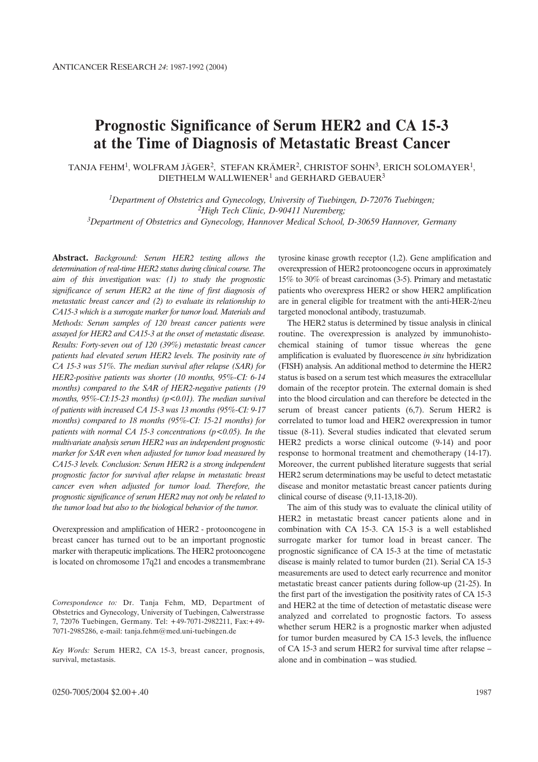# Prognostic Significance of Serum HER2 and CA 15-3 at the Time of Diagnosis of Metastatic Breast Cancer

TANJA FEHM[1], WOLFRAM JÄGER[2], STEFAN KRÄMER[2], CHRISTOF SOHN[3], ERICH SOLOMAYER[1], DIETHELM WALLWIENER[1] and GERHARD GEBAUER[3]

[1]*Department of Obstetrics and Gynecology, University of Tuebingen, D-72076 Tuebingen;*
[2]*High Tech Clinic, D-90411 Nuremberg;*
[3]*Department of Obstetrics and Gynecology, Hannover Medical School, D-30659 Hannover, Germany*

**Abstract.** *Background: Serum HER2 testing allows the determination of real-time HER2 status during clinical course. The aim of this investigation was: (1) to study the prognostic significance of serum HER2 at the time of first diagnosis of metastatic breast cancer and (2) to evaluate its relationship to CA15-3 which is a surrogate marker for tumor load. Materials and Methods: Serum samples of 120 breast cancer patients were assayed for HER2 and CA15-3 at the onset of metastatic disease. Results: Forty-seven out of 120 (39%) metastatic breast cancer patients had elevated serum HER2 levels. The positvity rate of CA 15-3 was 51%. The median survival after relapse (SAR) for HER2-positive patients was shorter (10 months, 95%-CI: 6-14 months) compared to the SAR of HER2-negative patients (19 months, 95%-CI:15-23 months) ($p<0.01$). The median survival of patients with increased CA 15-3 was 13 months (95%-CI: 9-17 months) compared to 18 months (95%-CI: 15-21 months) for patients with normal CA 15-3 concentrations ($p<0.05$). In the multivariate analysis serum HER2 was an independent prognostic marker for SAR even when adjusted for tumor load measured by CA15-3 levels. Conclusion: Serum HER2 is a strong independent prognostic factor for survival after relapse in metastatic breast cancer even when adjusted for tumor load. Therefore, the prognostic significance of serum HER2 may not only be related to the tumor load but also to the biological behavior of the tumor.*

Overexpression and amplification of HER2 - protooncogene in breast cancer has turned out to be an important prognostic marker with therapeutic implications. The HER2 protooncogene is located on chromosome 17q21 and encodes a transmembrane tyrosine kinase growth receptor (1,2). Gene amplification and overexpression of HER2 protooncogene occurs in approximately 15% to 30% of breast carcinomas (3-5). Primary and metastatic patients who overexpress HER2 or show HER2 amplification are in general eligible for treatment with the anti-HER-2/neu targeted monoclonal antibody, trastuzumab.

The HER2 status is determined by tissue analysis in clinical routine. The overexpression is analyzed by immunohistochemical staining of tumor tissue whereas the gene amplification is evaluated by fluorescence *in situ* hybridization (FISH) analysis. An additional method to determine the HER2 status is based on a serum test which measures the extracellular domain of the receptor protein. The external domain is shed into the blood circulation and can therefore be detected in the serum of breast cancer patients (6,7). Serum HER2 is correlated to tumor load and HER2 overexpression in tumor tissue (8-11). Several studies indicated that elevated serum HER2 predicts a worse clinical outcome (9-14) and poor response to hormonal treatment and chemotherapy (14-17). Moreover, the current published literature suggests that serial HER2 serum determinations may be useful to detect metastatic disease and monitor metastatic breast cancer patients during clinical course of disease (9,11-13,18-20).

The aim of this study was to evaluate the clinical utility of HER2 in metastatic breast cancer patients alone and in combination with CA 15-3. CA 15-3 is a well established surrogate marker for tumor load in breast cancer. The prognostic significance of CA 15-3 at the time of metastatic disease is mainly related to tumor burden (21). Serial CA 15-3 measurements are used to detect early recurrence and monitor metastatic breast cancer patients during follow-up (21-25). In the first part of the investigation the positivity rates of CA 15-3 and HER2 at the time of detection of metastatic disease were analyzed and correlated to prognostic factors. To assess whether serum HER2 is a prognostic marker when adjusted for tumor burden measured by CA 15-3 levels, the influence of CA 15-3 and serum HER2 for survival time after relapse – alone and in combination – was studied.

*Correspondence to:* Dr. Tanja Fehm, MD, Department of Obstetrics and Gynecology, University of Tuebingen, Calwerstrasse 7, 72076 Tuebingen, Germany. Tel: +49-7071-2982211, Fax:+49-7071-2985286, e-mail: tanja.fehm@med.uni-tuebingen.de

*Key Words:* Serum HER2, CA 15-3, breast cancer, prognosis, survival, metastasis.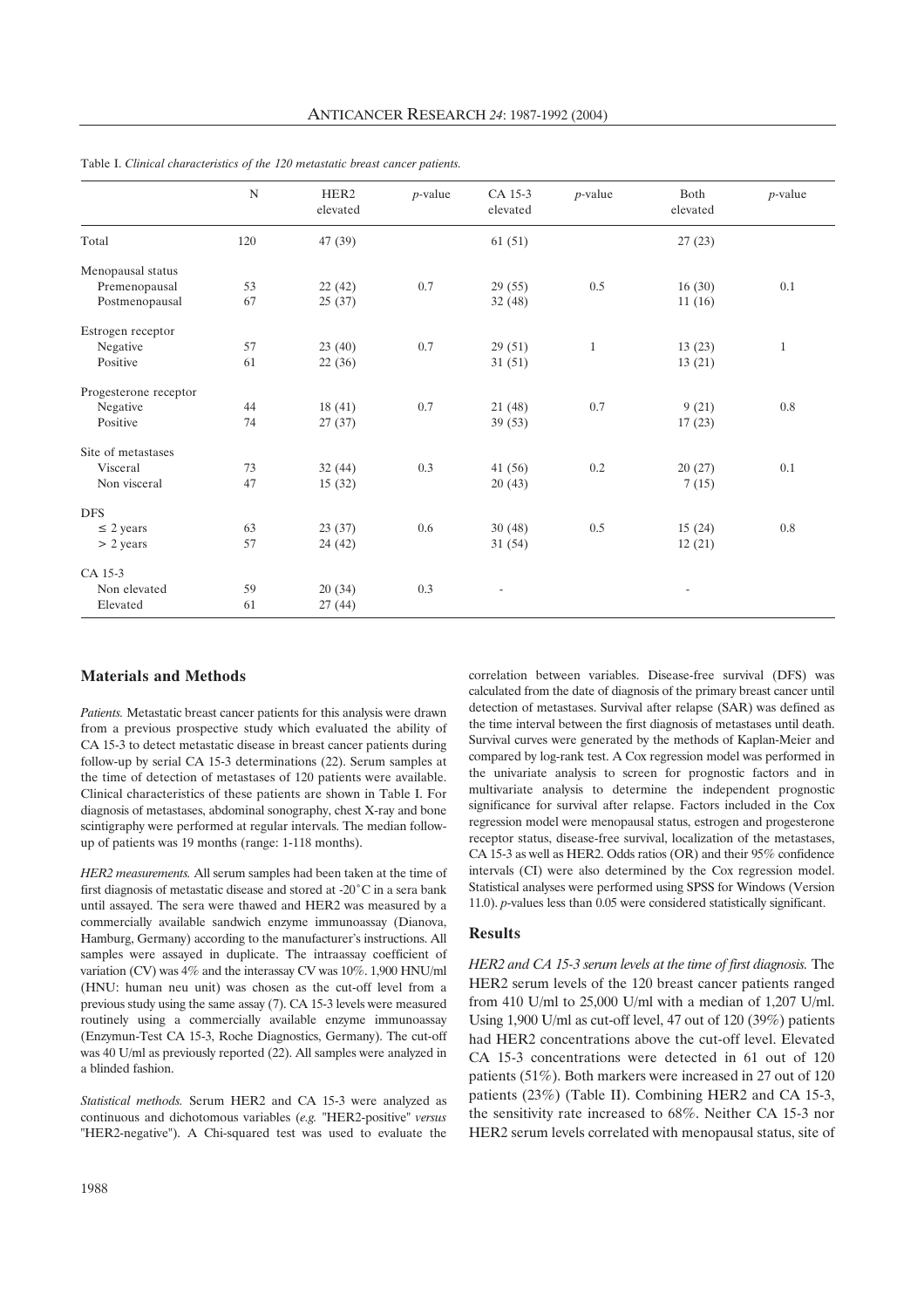Table I. *Clinical characteristics of the 120 metastatic breast cancer patients.*

| | N | HER2 elevated | *p*-value | CA 15-3 elevated | *p*-value | Both elevated | *p*-value |
|---|---|---|---|---|---|---|---|
| Total | 120 | 47 (39) | | 61 (51) | | 27 (23) | |
| Menopausal status | | | | | | | |
| Premenopausal | 53 | 22 (42) | 0.7 | 29 (55) | 0.5 | 16 (30) | 0.1 |
| Postmenopausal | 67 | 25 (37) | | 32 (48) | | 11 (16) | |
| Estrogen receptor | | | | | | | |
| Negative | 57 | 23 (40) | 0.7 | 29 (51) | 1 | 13 (23) | 1 |
| Positive | 61 | 22 (36) | | 31 (51) | | 13 (21) | |
| Progesterone receptor | | | | | | | |
| Negative | 44 | 18 (41) | 0.7 | 21 (48) | 0.7 | 9 (21) | 0.8 |
| Positive | 74 | 27 (37) | | 39 (53) | | 17 (23) | |
| Site of metastases | | | | | | | |
| Visceral | 73 | 32 (44) | 0.3 | 41 (56) | 0.2 | 20 (27) | 0.1 |
| Non visceral | 47 | 15 (32) | | 20 (43) | | 7 (15) | |
| DFS | | | | | | | |
| ≤ 2 years | 63 | 23 (37) | 0.6 | 30 (48) | 0.5 | 15 (24) | 0.8 |
| > 2 years | 57 | 24 (42) | | 31 (54) | | 12 (21) | |
| CA 15-3 | | | | | | | |
| Non elevated | 59 | 20 (34) | 0.3 | - | | - | |
| Elevated | 61 | 27 (44) | | | | | |

## Materials and Methods

*Patients.* Metastatic breast cancer patients for this analysis were drawn from a previous prospective study which evaluated the ability of CA 15-3 to detect metastatic disease in breast cancer patients during follow-up by serial CA 15-3 determinations (22). Serum samples at the time of detection of metastases of 120 patients were available. Clinical characteristics of these patients are shown in Table I. For diagnosis of metastases, abdominal sonography, chest X-ray and bone scintigraphy were performed at regular intervals. The median follow-up of patients was 19 months (range: 1-118 months).

*HER2 measurements.* All serum samples had been taken at the time of first diagnosis of metastatic disease and stored at -20˚C in a sera bank until assayed. The sera were thawed and HER2 was measured by a commercially available sandwich enzyme immunoassay (Dianova, Hamburg, Germany) according to the manufacturer's instructions. All samples were assayed in duplicate. The intraassay coefficient of variation (CV) was 4% and the interassay CV was 10%. 1,900 HNU/ml (HNU: human neu unit) was chosen as the cut-off level from a previous study using the same assay (7). CA 15-3 levels were measured routinely using a commercially available enzyme immunoassay (Enzymun-Test CA 15-3, Roche Diagnostics, Germany). The cut-off was 40 U/ml as previously reported (22). All samples were analyzed in a blinded fashion.

*Statistical methods.* Serum HER2 and CA 15-3 were analyzed as continuous and dichotomous variables (*e.g.* "HER2-positive" *versus* "HER2-negative"). A Chi-squared test was used to evaluate the correlation between variables. Disease-free survival (DFS) was calculated from the date of diagnosis of the primary breast cancer until detection of metastases. Survival after relapse (SAR) was defined as the time interval between the first diagnosis of metastases until death. Survival curves were generated by the methods of Kaplan-Meier and compared by log-rank test. A Cox regression model was performed in the univariate analysis to screen for prognostic factors and in multivariate analysis to determine the independent prognostic significance for survival after relapse. Factors included in the Cox regression model were menopausal status, estrogen and progesterone receptor status, disease-free survival, localization of the metastases, CA 15-3 as well as HER2. Odds ratios (OR) and their 95% confidence intervals (CI) were also determined by the Cox regression model. Statistical analyses were performed using SPSS for Windows (Version 11.0). *p*-values less than 0.05 were considered statistically significant.

## Results

*HER2 and CA 15-3 serum levels at the time of first diagnosis.* The HER2 serum levels of the 120 breast cancer patients ranged from 410 U/ml to 25,000 U/ml with a median of 1,207 U/ml. Using 1,900 U/ml as cut-off level, 47 out of 120 (39%) patients had HER2 concentrations above the cut-off level. Elevated CA 15-3 concentrations were detected in 61 out of 120 patients (51%). Both markers were increased in 27 out of 120 patients (23%) (Table II). Combining HER2 and CA 15-3, the sensitivity rate increased to 68%. Neither CA 15-3 nor HER2 serum levels correlated with menopausal status, site of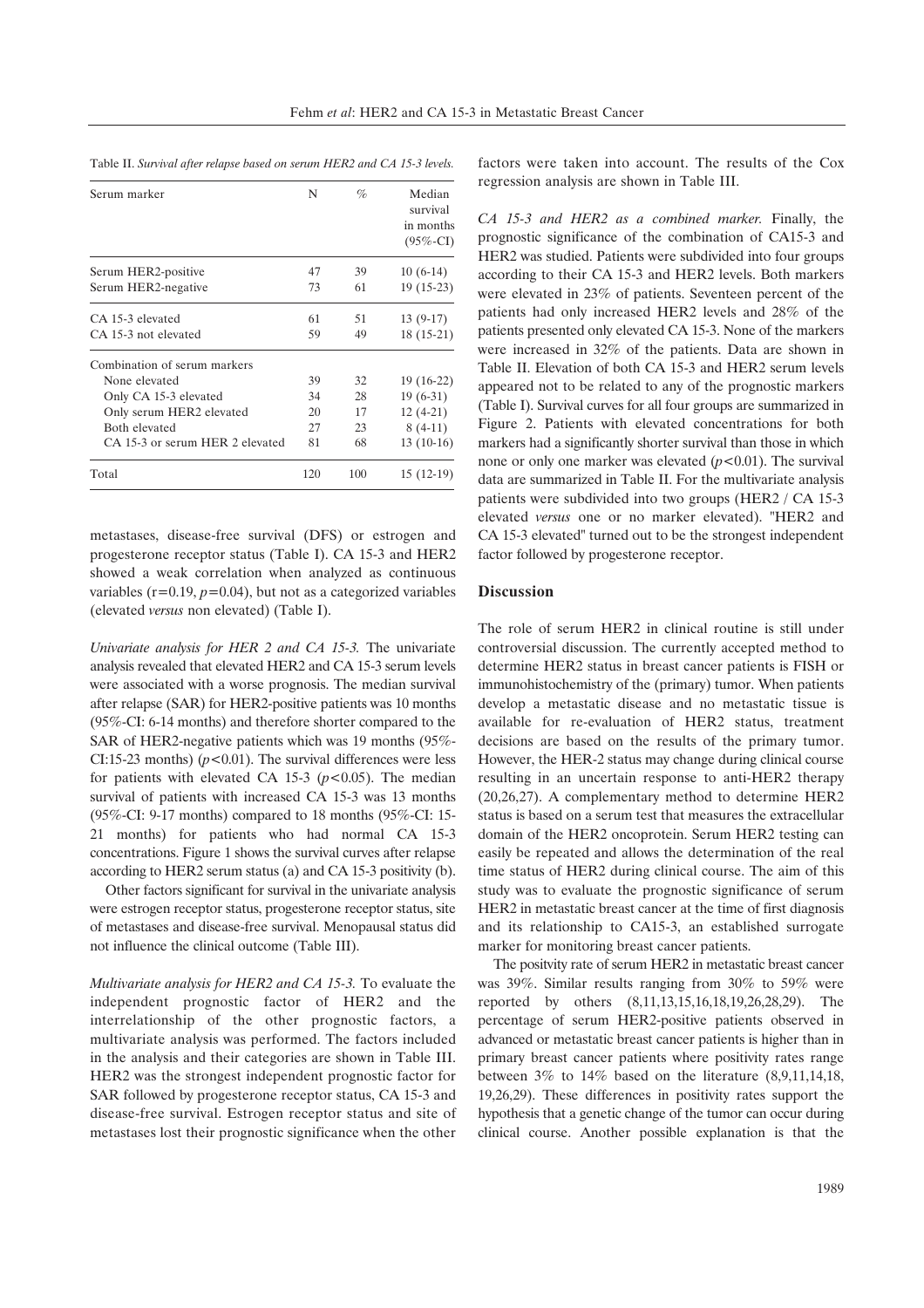Table II. *Survival after relapse based on serum HER2 and CA 15-3 levels.*

| Serum marker | N | % | Median survival in months (95%-CI) |
|---|---|---|---|
| Serum HER2-positive | 47 | 39 | 10 (6-14) |
| Serum HER2-negative | 73 | 61 | 19 (15-23) |
| CA 15-3 elevated | 61 | 51 | 13 (9-17) |
| CA 15-3 not elevated | 59 | 49 | 18 (15-21) |
| Combination of serum markers | | | |
| None elevated | 39 | 32 | 19 (16-22) |
| Only CA 15-3 elevated | 34 | 28 | 19 (6-31) |
| Only serum HER2 elevated | 20 | 17 | 12 (4-21) |
| Both elevated | 27 | 23 | 8 (4-11) |
| CA 15-3 or serum HER 2 elevated | 81 | 68 | 13 (10-16) |
| Total | 120 | 100 | 15 (12-19) |

metastases, disease-free survival (DFS) or estrogen and progesterone receptor status (Table I). CA 15-3 and HER2 showed a weak correlation when analyzed as continuous variables ($r=0.19$, $p=0.04$), but not as a categorized variables (elevated *versus* non elevated) (Table I).

*Univariate analysis for HER 2 and CA 15-3.* The univariate analysis revealed that elevated HER2 and CA 15-3 serum levels were associated with a worse prognosis. The median survival after relapse (SAR) for HER2-positive patients was 10 months (95%-CI: 6-14 months) and therefore shorter compared to the SAR of HER2-negative patients which was 19 months (95%-CI:15-23 months) ($p<0.01$). The survival differences were less for patients with elevated CA 15-3 ($p<0.05$). The median survival of patients with increased CA 15-3 was 13 months (95%-CI: 9-17 months) compared to 18 months (95%-CI: 15-21 months) for patients who had normal CA 15-3 concentrations. Figure 1 shows the survival curves after relapse according to HER2 serum status (a) and CA 15-3 positivity (b).

Other factors significant for survival in the univariate analysis were estrogen receptor status, progesterone receptor status, site of metastases and disease-free survival. Menopausal status did not influence the clinical outcome (Table III).

*Multivariate analysis for HER2 and CA 15-3.* To evaluate the independent prognostic factor of HER2 and the interrelationship of the other prognostic factors, a multivariate analysis was performed. The factors included in the analysis and their categories are shown in Table III. HER2 was the strongest independent prognostic factor for SAR followed by progesterone receptor status, CA 15-3 and disease-free survival. Estrogen receptor status and site of metastases lost their prognostic significance when the other factors were taken into account. The results of the Cox regression analysis are shown in Table III.

*CA 15-3 and HER2 as a combined marker.* Finally, the prognostic significance of the combination of CA15-3 and HER2 was studied. Patients were subdivided into four groups according to their CA 15-3 and HER2 levels. Both markers were elevated in 23% of patients. Seventeen percent of the patients had only increased HER2 levels and 28% of the patients presented only elevated CA 15-3. None of the markers were increased in 32% of the patients. Data are shown in Table II. Elevation of both CA 15-3 and HER2 serum levels appeared not to be related to any of the prognostic markers (Table I). Survival curves for all four groups are summarized in Figure 2. Patients with elevated concentrations for both markers had a significantly shorter survival than those in which none or only one marker was elevated ($p<0.01$). The survival data are summarized in Table II. For the multivariate analysis patients were subdivided into two groups (HER2 / CA 15-3 elevated *versus* one or no marker elevated). "HER2 and CA 15-3 elevated" turned out to be the strongest independent factor followed by progesterone receptor.

## Discussion

The role of serum HER2 in clinical routine is still under controversial discussion. The currently accepted method to determine HER2 status in breast cancer patients is FISH or immunohistochemistry of the (primary) tumor. When patients develop a metastatic disease and no metastatic tissue is available for re-evaluation of HER2 status, treatment decisions are based on the results of the primary tumor. However, the HER-2 status may change during clinical course resulting in an uncertain response to anti-HER2 therapy (20,26,27). A complementary method to determine HER2 status is based on a serum test that measures the extracellular domain of the HER2 oncoprotein. Serum HER2 testing can easily be repeated and allows the determination of the real time status of HER2 during clinical course. The aim of this study was to evaluate the prognostic significance of serum HER2 in metastatic breast cancer at the time of first diagnosis and its relationship to CA15-3, an established surrogate marker for monitoring breast cancer patients.

The positvity rate of serum HER2 in metastatic breast cancer was 39%. Similar results ranging from 30% to 59% were reported by others (8,11,13,15,16,18,19,26,28,29). The percentage of serum HER2-positive patients observed in advanced or metastatic breast cancer patients is higher than in primary breast cancer patients where positivity rates range between 3% to 14% based on the literature (8,9,11,14,18, 19,26,29). These differences in positivity rates support the hypothesis that a genetic change of the tumor can occur during clinical course. Another possible explanation is that the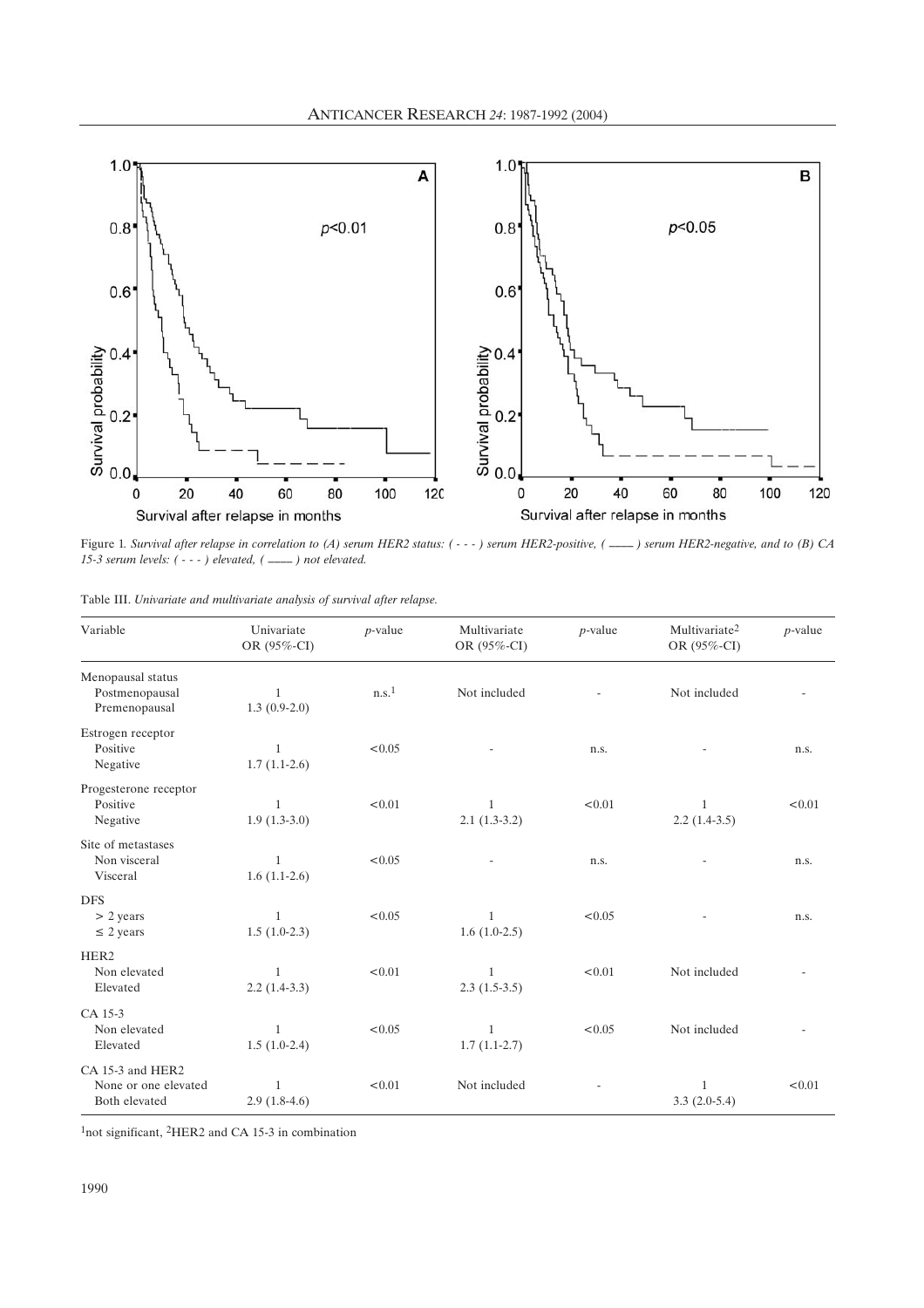Figure 1. *Survival after relapse in correlation to (A) serum HER2 status: ( - - - ) serum HER2-positive, ( ——— ) serum HER2-negative, and to (B) CA 15-3 serum levels: ( - - - ) elevated, ( ——— ) not elevated.*

Table III. *Univariate and multivariate analysis of survival after relapse.*

| Variable | Univariate OR (95%-CI) | *p*-value | Multivariate OR (95%-CI) | *p*-value | Multivariate[2] OR (95%-CI) | *p*-value |
|---|---|---|---|---|---|---|
| Menopausal status | | | | | | |
| Postmenopausal | 1 | n.s.[1] | Not included | - | Not included | - |
| Premenopausal | 1.3 (0.9-2.0) | | | | | |
| Estrogen receptor | | | | | | |
| Positive | 1 | <0.05 | - | n.s. | - | n.s. |
| Negative | 1.7 (1.1-2.6) | | | | | |
| Progesterone receptor | | | | | | |
| Positive | 1 | <0.01 | 1 | <0.01 | 1 | <0.01 |
| Negative | 1.9 (1.3-3.0) | | 2.1 (1.3-3.2) | | 2.2 (1.4-3.5) | |
| Site of metastases | | | | | | |
| Non visceral | 1 | <0.05 | - | n.s. | - | n.s. |
| Visceral | 1.6 (1.1-2.6) | | | | | |
| DFS | | | | | | |
| > 2 years | 1 | <0.05 | 1 | <0.05 | - | n.s. |
| ≤ 2 years | 1.5 (1.0-2.3) | | 1.6 (1.0-2.5) | | | |
| HER2 | | | | | | |
| Non elevated | 1 | <0.01 | 1 | <0.01 | Not included | - |
| Elevated | 2.2 (1.4-3.3) | | 2.3 (1.5-3.5) | | | |
| CA 15-3 | | | | | | |
| Non elevated | 1 | <0.05 | 1 | <0.05 | Not included | - |
| Elevated | 1.5 (1.0-2.4) | | 1.7 (1.1-2.7) | | | |
| CA 15-3 and HER2 | | | | | | |
| None or one elevated | 1 | <0.01 | Not included | - | 1 | <0.01 |
| Both elevated | 2.9 (1.8-4.6) | | | | 3.3 (2.0-5.4) | |

[1]not significant, [2]HER2 and CA 15-3 in combination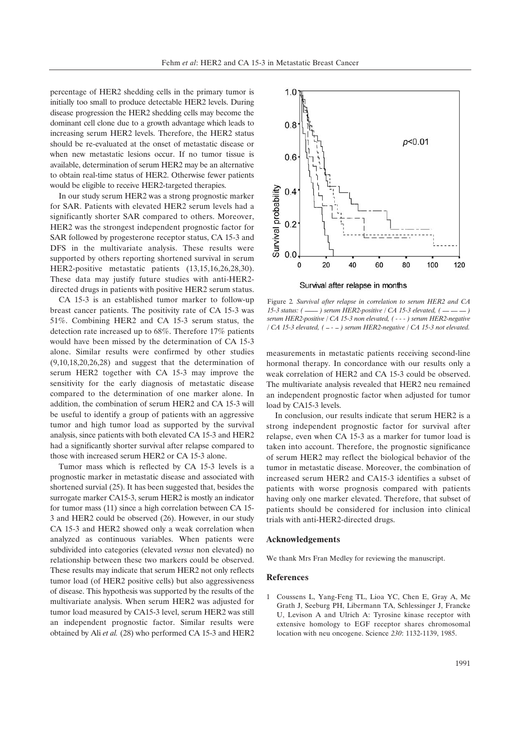percentage of HER2 shedding cells in the primary tumor is initially too small to produce detectable HER2 levels. During disease progression the HER2 shedding cells may become the dominant cell clone due to a growth advantage which leads to increasing serum HER2 levels. Therefore, the HER2 status should be re-evaluated at the onset of metastatic disease or when new metastatic lesions occur. If no tumor tissue is available, determination of serum HER2 may be an alternative to obtain real-time status of HER2. Otherwise fewer patients would be eligible to receive HER2-targeted therapies.

In our study serum HER2 was a strong prognostic marker for SAR. Patients with elevated HER2 serum levels had a significantly shorter SAR compared to others. Moreover, HER2 was the strongest independent prognostic factor for SAR followed by progesterone receptor status, CA 15-3 and DFS in the multivariate analysis. These results were supported by others reporting shortened survival in serum HER2-positive metastatic patients (13,15,16,26,28,30). These data may justify future studies with anti-HER2-directed drugs in patients with positive HER2 serum status.

CA 15-3 is an established tumor marker to follow-up breast cancer patients. The positivity rate of CA 15-3 was 51%. Combining HER2 and CA 15-3 serum status, the detection rate increased up to 68%. Therefore 17% patients would have been missed by the determination of CA 15-3 alone. Similar results were confirmed by other studies (9,10,18,20,26,28) and suggest that the determination of serum HER2 together with CA 15-3 may improve the sensitivity for the early diagnosis of metastatic disease compared to the determination of one marker alone. In addition, the combination of serum HER2 and CA 15-3 will be useful to identify a group of patients with an aggressive tumor and high tumor load as supported by the survival analysis, since patients with both elevated CA 15-3 and HER2 had a significantly shorter survival after relapse compared to those with increased serum HER2 or CA 15-3 alone.

Tumor mass which is reflected by CA 15-3 levels is a prognostic marker in metastatic disease and associated with shortened survial (25). It has been suggested that, besides the surrogate marker CA15-3, serum HER2 is mostly an indicator for tumor mass (11) since a high correlation between CA 15-3 and HER2 could be observed (26). However, in our study CA 15-3 and HER2 showed only a weak correlation when analyzed as continuous variables. When patients were subdivided into categories (elevated *versus* non elevated) no relationship between these two markers could be observed. These results may indicate that serum HER2 not only reflects tumor load (of HER2 positive cells) but also aggressiveness of disease. This hypothesis was supported by the results of the multivariate analysis. When serum HER2 was adjusted for tumor load measured by CA15-3 level, serum HER2 was still an independent prognostic factor. Similar results were obtained by Ali *et al.* (28) who performed CA 15-3 and HER2 measurements in metastatic patients receiving second-line hormonal therapy. In concordance with our results only a weak correlation of HER2 and CA 15-3 could be observed. The multivariate analysis revealed that HER2 neu remained an independent prognostic factor when adjusted for tumor load by CA15-3 levels.

Figure 2. *Survival after relapse in correlation to serum HER2 and CA 15-3 status: (——) serum HER2-positive / CA 15-3 elevated, (— — —) serum HER2-positive / CA 15-3 non elevated, (- - -) serum HER2-negative / CA 15-3 elevated, (– - –) serum HER2-negative / CA 15-3 not elevated.*

In conclusion, our results indicate that serum HER2 is a strong independent prognostic factor for survival after relapse, even when CA 15-3 as a marker for tumor load is taken into account. Therefore, the prognostic significance of serum HER2 may reflect the biological behavior of the tumor in metastatic disease. Moreover, the combination of increased serum HER2 and CA15-3 identifies a subset of patients with worse prognosis compared with patients having only one marker elevated. Therefore, that subset of patients should be considered for inclusion into clinical trials with anti-HER2-directed drugs.

## Acknowledgements

We thank Mrs Fran Medley for reviewing the manuscript.

## References

1. Coussens L, Yang-Feng TL, Lioa YC, Chen E, Gray A, Mc Grath J, Seeburg PH, Libermann TA, Schlessinger J, Francke U, Levison A and Ulrich A: Tyrosine kinase receptor with extensive homology to EGF receptor shares chromosomal location with neu oncogene. Science *230*: 1132-1139, 1985.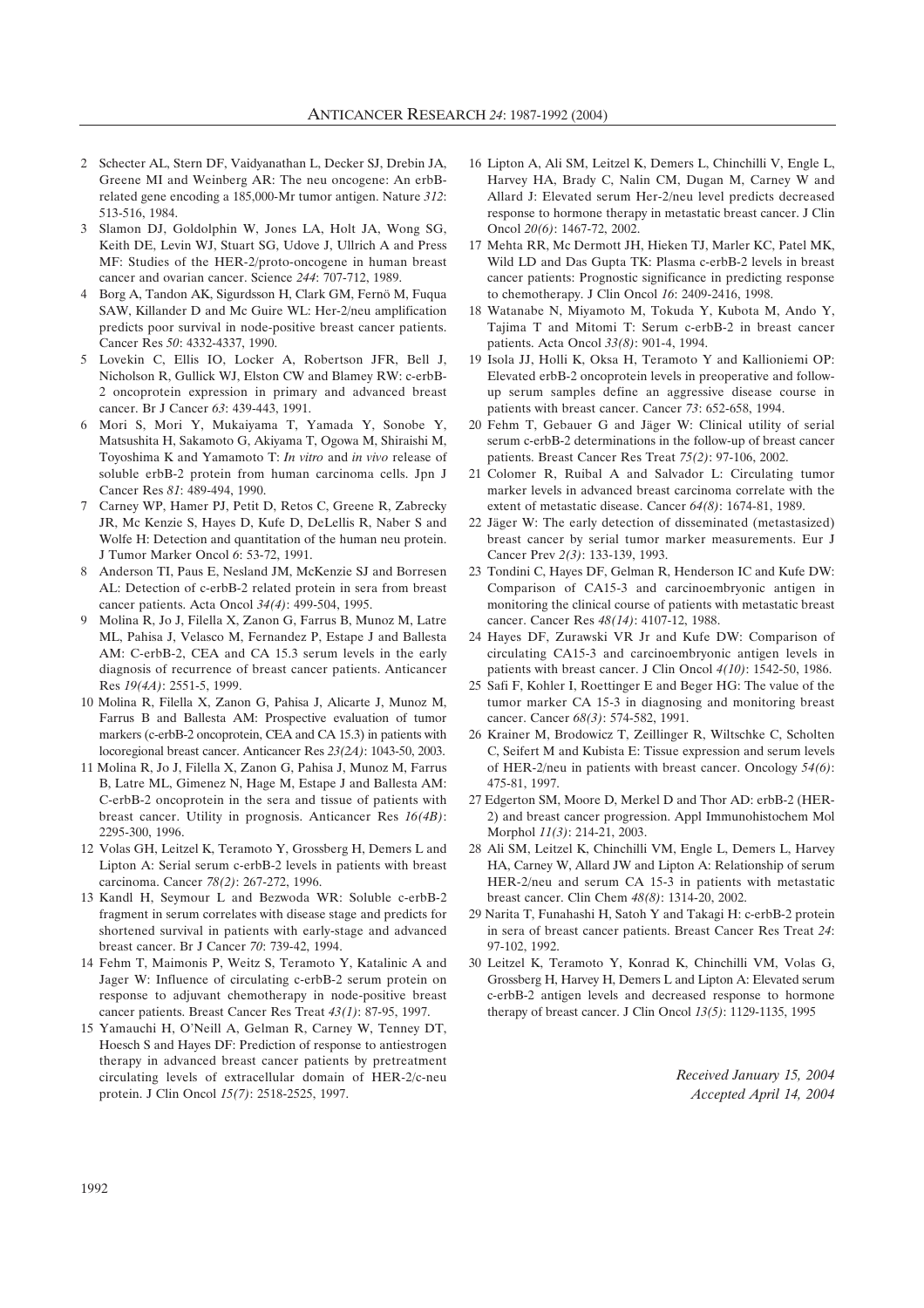2 Schecter AL, Stern DF, Vaidyanathan L, Decker SJ, Drebin JA, Greene MI and Weinberg AR: The neu oncogene: An erbB-related gene encoding a 185,000-Mr tumor antigen. Nature *312*: 513-516, 1984.

3 Slamon DJ, Goldolphin W, Jones LA, Holt JA, Wong SG, Keith DE, Levin WJ, Stuart SG, Udove J, Ullrich A and Press MF: Studies of the HER-2/proto-oncogene in human breast cancer and ovarian cancer. Science *244*: 707-712, 1989.

4 Borg A, Tandon AK, Sigurdsson H, Clark GM, Fernö M, Fuqua SAW, Killander D and Mc Guire WL: Her-2/neu amplification predicts poor survival in node-positive breast cancer patients. Cancer Res *50*: 4332-4337, 1990.

5 Lovekin C, Ellis IO, Locker A, Robertson JFR, Bell J, Nicholson R, Gullick WJ, Elston CW and Blamey RW: c-erbB-2 oncoprotein expression in primary and advanced breast cancer. Br J Cancer *63*: 439-443, 1991.

6 Mori S, Mori Y, Mukaiyama T, Yamada Y, Sonobe Y, Matsushita H, Sakamoto G, Akiyama T, Ogowa M, Shiraishi M, Toyoshima K and Yamamoto T: *In vitro* and *in vivo* release of soluble erbB-2 protein from human carcinoma cells. Jpn J Cancer Res *81*: 489-494, 1990.

7 Carney WP, Hamer PJ, Petit D, Retos C, Greene R, Zabrecky JR, Mc Kenzie S, Hayes D, Kufe D, DeLellis R, Naber S and Wolfe H: Detection and quantitation of the human neu protein. J Tumor Marker Oncol *6*: 53-72, 1991.

8 Anderson TI, Paus E, Nesland JM, McKenzie SJ and Borresen AL: Detection of c-erbB-2 related protein in sera from breast cancer patients. Acta Oncol *34(4)*: 499-504, 1995.

9 Molina R, Jo J, Filella X, Zanon G, Farrus B, Munoz M, Latre ML, Pahisa J, Velasco M, Fernandez P, Estape J and Ballesta AM: C-erbB-2, CEA and CA 15.3 serum levels in the early diagnosis of recurrence of breast cancer patients. Anticancer Res *19(4A)*: 2551-5, 1999.

10 Molina R, Filella X, Zanon G, Pahisa J, Alicarte J, Munoz M, Farrus B and Ballesta AM: Prospective evaluation of tumor markers (c-erbB-2 oncoprotein, CEA and CA 15.3) in patients with locoregional breast cancer. Anticancer Res *23(2A)*: 1043-50, 2003.

11 Molina R, Jo J, Filella X, Zanon G, Pahisa J, Munoz M, Farrus B, Latre ML, Gimenez N, Hage M, Estape J and Ballesta AM: C-erbB-2 oncoprotein in the sera and tissue of patients with breast cancer. Utility in prognosis. Anticancer Res *16(4B)*: 2295-300, 1996.

12 Volas GH, Leitzel K, Teramoto Y, Grossberg H, Demers L and Lipton A: Serial serum c-erbB-2 levels in patients with breast carcinoma. Cancer *78(2)*: 267-272, 1996.

13 Kandl H, Seymour L and Bezwoda WR: Soluble c-erbB-2 fragment in serum correlates with disease stage and predicts for shortened survival in patients with early-stage and advanced breast cancer. Br J Cancer *70*: 739-42, 1994.

14 Fehm T, Maimonis P, Weitz S, Teramoto Y, Katalinic A and Jager W: Influence of circulating c-erbB-2 serum protein on response to adjuvant chemotherapy in node-positive breast cancer patients. Breast Cancer Res Treat *43(1)*: 87-95, 1997.

15 Yamauchi H, O'Neill A, Gelman R, Carney W, Tenney DT, Hoesch S and Hayes DF: Prediction of response to antiestrogen therapy in advanced breast cancer patients by pretreatment circulating levels of extracellular domain of HER-2/c-neu protein. J Clin Oncol *15(7)*: 2518-2525, 1997.

16 Lipton A, Ali SM, Leitzel K, Demers L, Chinchilli V, Engle L, Harvey HA, Brady C, Nalin CM, Dugan M, Carney W and Allard J: Elevated serum Her-2/neu level predicts decreased response to hormone therapy in metastatic breast cancer. J Clin Oncol *20(6)*: 1467-72, 2002.

17 Mehta RR, Mc Dermott JH, Hieken TJ, Marler KC, Patel MK, Wild LD and Das Gupta TK: Plasma c-erbB-2 levels in breast cancer patients: Prognostic significance in predicting response to chemotherapy. J Clin Oncol *16*: 2409-2416, 1998.

18 Watanabe N, Miyamoto M, Tokuda Y, Kubota M, Ando Y, Tajima T and Mitomi T: Serum c-erbB-2 in breast cancer patients. Acta Oncol *33(8)*: 901-4, 1994.

19 Isola JJ, Holli K, Oksa H, Teramoto Y and Kallioniemi OP: Elevated erbB-2 oncoprotein levels in preoperative and follow-up serum samples define an aggressive disease course in patients with breast cancer. Cancer *73*: 652-658, 1994.

20 Fehm T, Gebauer G and Jäger W: Clinical utility of serial serum c-erbB-2 determinations in the follow-up of breast cancer patients. Breast Cancer Res Treat *75(2)*: 97-106, 2002.

21 Colomer R, Ruibal A and Salvador L: Circulating tumor marker levels in advanced breast carcinoma correlate with the extent of metastatic disease. Cancer *64(8)*: 1674-81, 1989.

22 Jäger W: The early detection of disseminated (metastasized) breast cancer by serial tumor marker measurements. Eur J Cancer Prev *2(3)*: 133-139, 1993.

23 Tondini C, Hayes DF, Gelman R, Henderson IC and Kufe DW: Comparison of CA15-3 and carcinoembryonic antigen in monitoring the clinical course of patients with metastatic breast cancer. Cancer Res *48(14)*: 4107-12, 1988.

24 Hayes DF, Zurawski VR Jr and Kufe DW: Comparison of circulating CA15-3 and carcinoembryonic antigen levels in patients with breast cancer. J Clin Oncol *4(10)*: 1542-50, 1986.

25 Safi F, Kohler I, Roettinger E and Beger HG: The value of the tumor marker CA 15-3 in diagnosing and monitoring breast cancer. Cancer *68(3)*: 574-582, 1991.

26 Krainer M, Brodowicz T, Zeillinger R, Wiltschke C, Scholten C, Seifert M and Kubista E: Tissue expression and serum levels of HER-2/neu in patients with breast cancer. Oncology *54(6)*: 475-81, 1997.

27 Edgerton SM, Moore D, Merkel D and Thor AD: erbB-2 (HER-2) and breast cancer progression. Appl Immunohistochem Mol Morphol *11(3)*: 214-21, 2003.

28 Ali SM, Leitzel K, Chinchilli VM, Engle L, Demers L, Harvey HA, Carney W, Allard JW and Lipton A: Relationship of serum HER-2/neu and serum CA 15-3 in patients with metastatic breast cancer. Clin Chem *48(8)*: 1314-20, 2002.

29 Narita T, Funahashi H, Satoh Y and Takagi H: c-erbB-2 protein in sera of breast cancer patients. Breast Cancer Res Treat *24*: 97-102, 1992.

30 Leitzel K, Teramoto Y, Konrad K, Chinchilli VM, Volas G, Grossberg H, Harvey H, Demers L and Lipton A: Elevated serum c-erbB-2 antigen levels and decreased response to hormone therapy of breast cancer. J Clin Oncol *13(5)*: 1129-1135, 1995

*Received January 15, 2004*
*Accepted April 14, 2004*